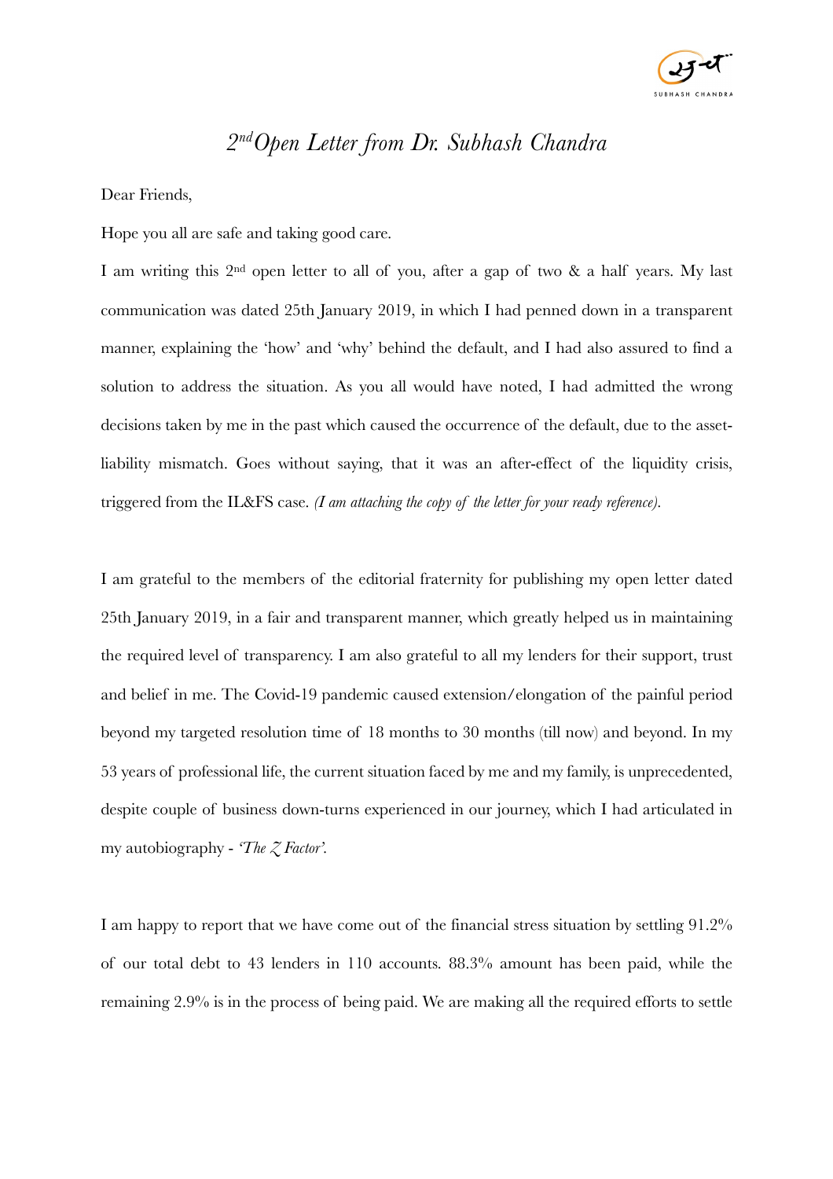# *2nd Open Letter from Dr. Subhash Chandra*

Dear Friends,

Hope you all are safe and taking good care.

I am writing this 2nd open letter to all of you, after a gap of two & a half years. My last communication was dated 25th January 2019, in which I had penned down in a transparent manner, explaining the 'how' and 'why' behind the default, and I had also assured to find a solution to address the situation. As you all would have noted, I had admitted the wrong decisions taken by me in the past which caused the occurrence of the default, due to the asset-liability mismatch. Goes without saying, that it was an after-effect of the liquidity crisis, triggered from the IL&FS case. *(I am attaching the copy of the letter for your ready reference).*

I am grateful to the members of the editorial fraternity for publishing my open letter dated 25th January 2019, in a fair and transparent manner, which greatly helped us in maintaining the required level of transparency. I am also grateful to all my lenders for their support, trust and belief in me. The Covid-19 pandemic caused extension/elongation of the painful period beyond my targeted resolution time of 18 months to 30 months (till now) and beyond. In my 53 years of professional life, the current situation faced by me and my family, is unprecedented, despite couple of business down-turns experienced in our journey, which I had articulated in my autobiography - *'The Z Factor'.*

I am happy to report that we have come out of the financial stress situation by settling 91.2% of our total debt to 43 lenders in 110 accounts. 88.3% amount has been paid, while the remaining 2.9% is in the process of being paid. We are making all the required efforts to settle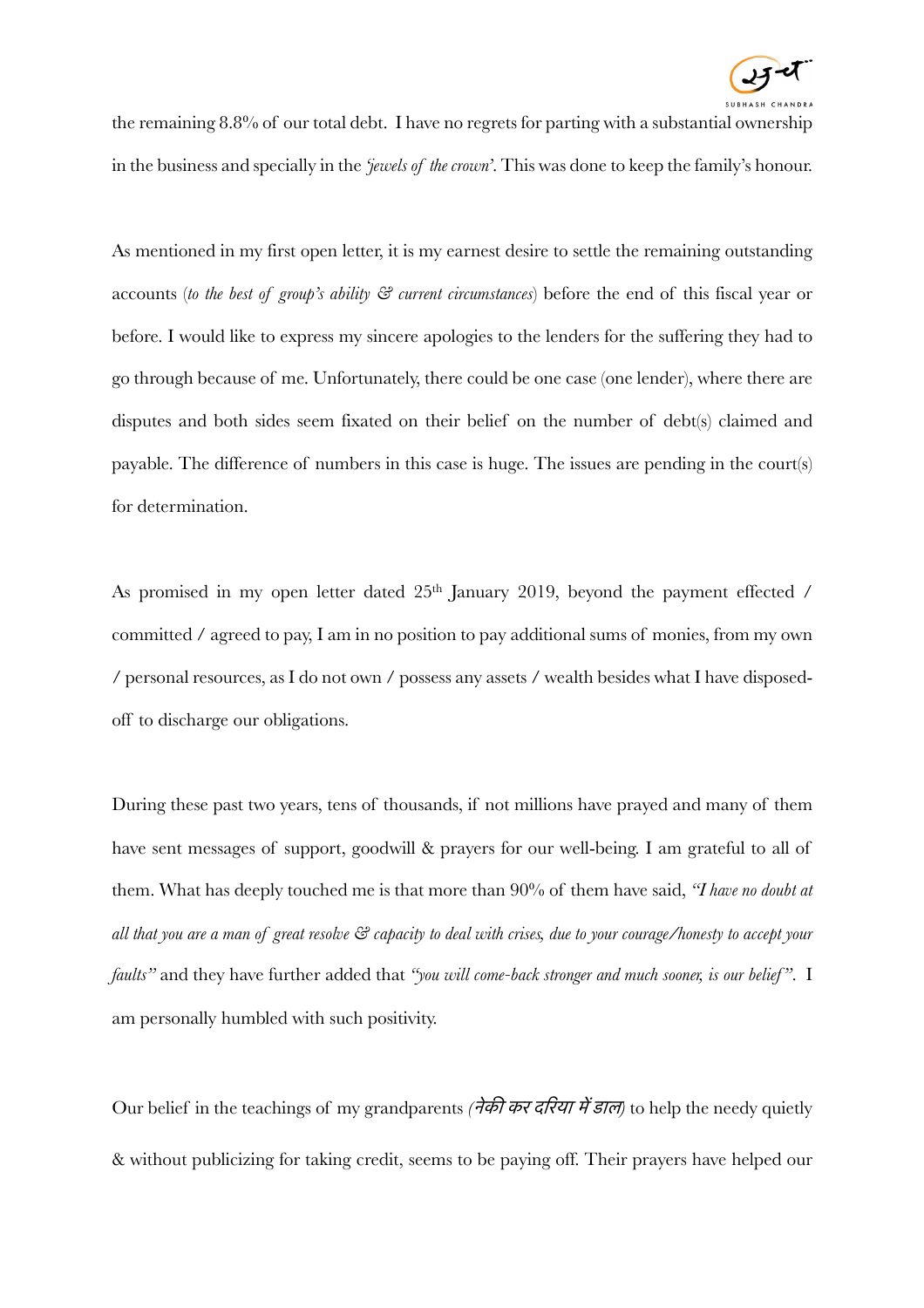the remaining 8.8% of our total debt. I have no regrets for parting with a substantial ownership in the business and specially in the *'jewels of the crown'*. This was done to keep the family's honour.

As mentioned in my first open letter, it is my earnest desire to settle the remaining outstanding accounts (*to the best of group's ability & current circumstances*) before the end of this fiscal year or before. I would like to express my sincere apologies to the lenders for the suffering they had to go through because of me. Unfortunately, there could be one case (one lender), where there are disputes and both sides seem fixated on their belief on the number of debt(s) claimed and payable. The difference of numbers in this case is huge. The issues are pending in the court(s) for determination.

As promised in my open letter dated 25th January 2019, beyond the payment effected / committed / agreed to pay, I am in no position to pay additional sums of monies, from my own / personal resources, as I do not own / possess any assets / wealth besides what I have disposed-off to discharge our obligations.

During these past two years, tens of thousands, if not millions have prayed and many of them have sent messages of support, goodwill & prayers for our well-being. I am grateful to all of them. What has deeply touched me is that more than 90% of them have said, *"I have no doubt at all that you are a man of great resolve & capacity to deal with crises, due to your courage/honesty to accept your faults"* and they have further added that *"you will come-back stronger and much sooner, is our belief"*. I am personally humbled with such positivity.

Our belief in the teachings of my grandparents *(नेकी कर दरिया में डाल)* to help the needy quietly & without publicizing for taking credit, seems to be paying off. Their prayers have helped our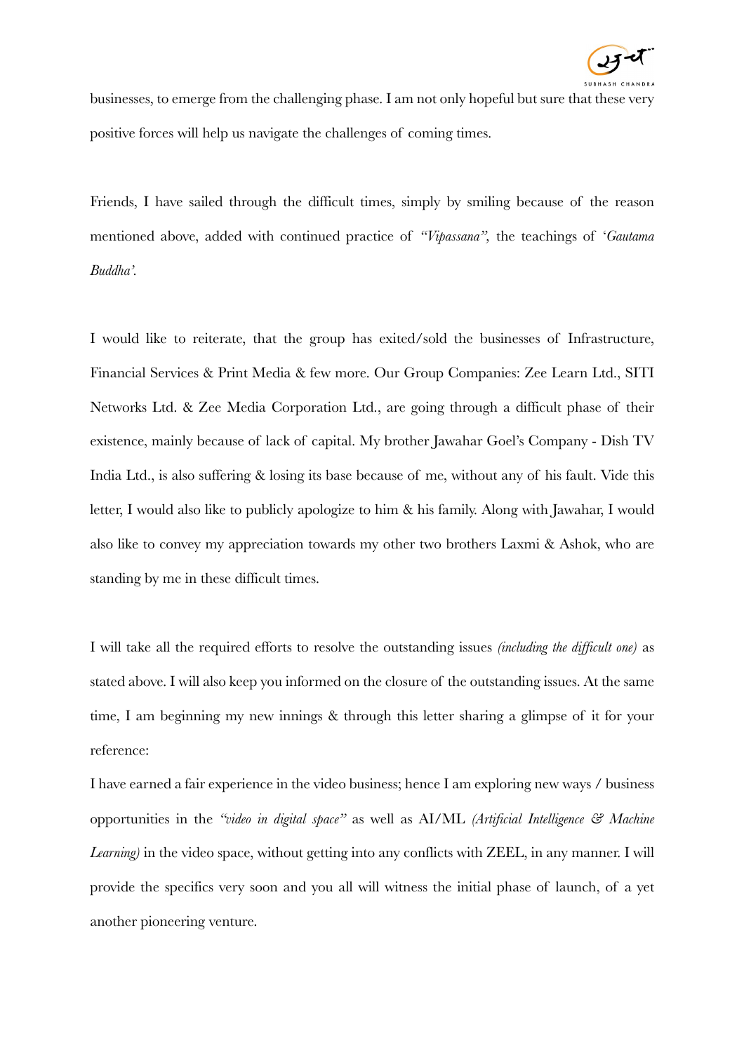businesses, to emerge from the challenging phase. I am not only hopeful but sure that these very positive forces will help us navigate the challenges of coming times.

Friends, I have sailed through the difficult times, simply by smiling because of the reason mentioned above, added with continued practice of *"Vipassana"*, the teachings of '*Gautama Buddha'*.

I would like to reiterate, that the group has exited/sold the businesses of Infrastructure, Financial Services & Print Media & few more. Our Group Companies: Zee Learn Ltd., SITI Networks Ltd. & Zee Media Corporation Ltd., are going through a difficult phase of their existence, mainly because of lack of capital. My brother Jawahar Goel's Company - Dish TV India Ltd., is also suffering & losing its base because of me, without any of his fault. Vide this letter, I would also like to publicly apologize to him & his family. Along with Jawahar, I would also like to convey my appreciation towards my other two brothers Laxmi & Ashok, who are standing by me in these difficult times.

I will take all the required efforts to resolve the outstanding issues *(including the difficult one)* as stated above. I will also keep you informed on the closure of the outstanding issues. At the same time, I am beginning my new innings & through this letter sharing a glimpse of it for your reference:

I have earned a fair experience in the video business; hence I am exploring new ways / business opportunities in the *"video in digital space"* as well as AI/ML *(Artificial Intelligence & Machine Learning)* in the video space, without getting into any conflicts with ZEEL, in any manner. I will provide the specifics very soon and you all will witness the initial phase of launch, of a yet another pioneering venture.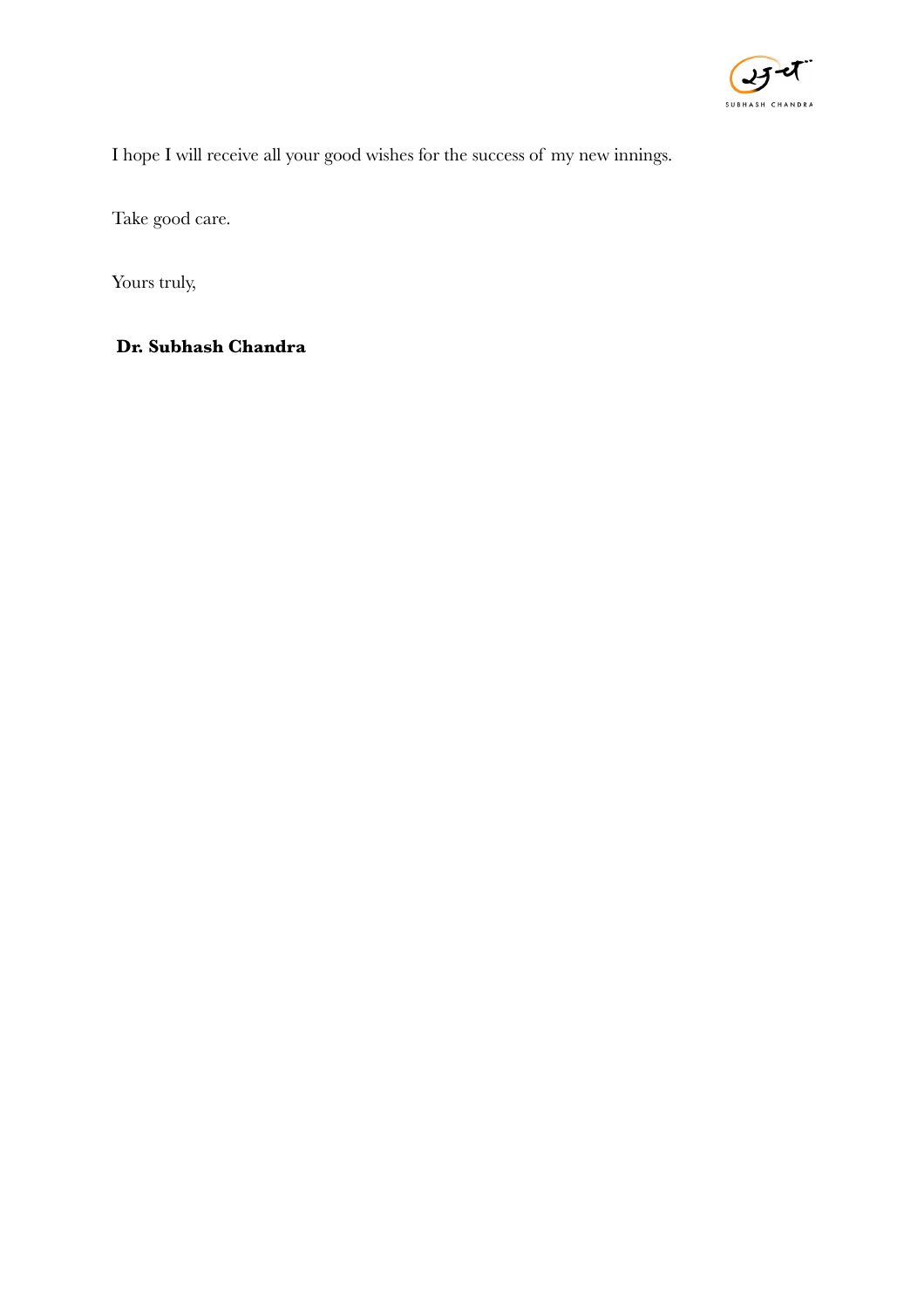I hope I will receive all your good wishes for the success of my new innings.

Take good care.

Yours truly,

**Dr. Subhash Chandra**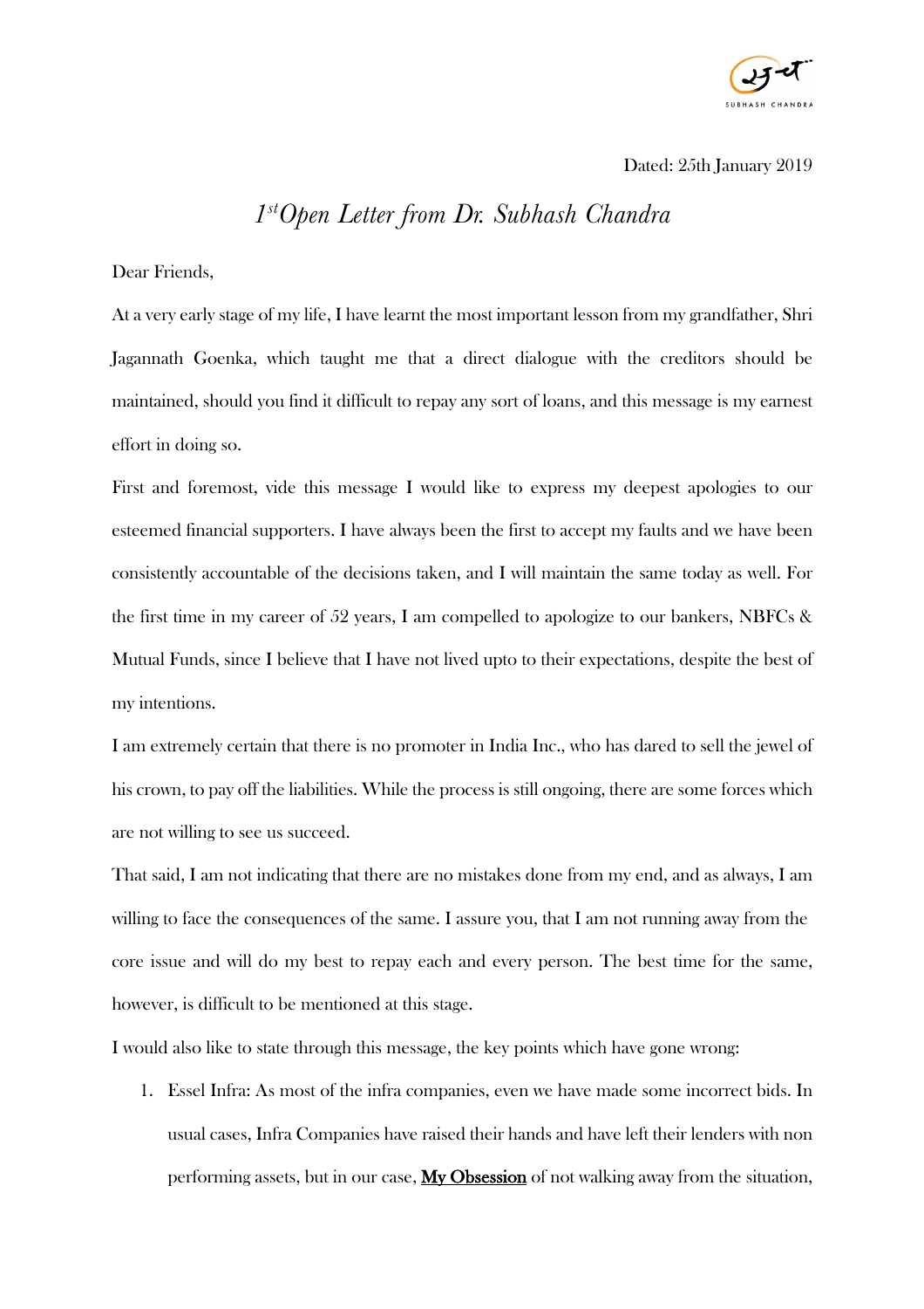Dated: 25th January 2019

# *1st Open Letter from Dr. Subhash Chandra*

Dear Friends,

At a very early stage of my life, I have learnt the most important lesson from my grandfather, Shri Jagannath Goenka, which taught me that a direct dialogue with the creditors should be maintained, should you find it difficult to repay any sort of loans, and this message is my earnest effort in doing so.

First and foremost, vide this message I would like to express my deepest apologies to our esteemed financial supporters. I have always been the first to accept my faults and we have been consistently accountable of the decisions taken, and I will maintain the same today as well. For the first time in my career of 52 years, I am compelled to apologize to our bankers, NBFCs & Mutual Funds, since I believe that I have not lived upto to their expectations, despite the best of my intentions.

I am extremely certain that there is no promoter in India Inc., who has dared to sell the jewel of his crown, to pay off the liabilities. While the process is still ongoing, there are some forces which are not willing to see us succeed.

That said, I am not indicating that there are no mistakes done from my end, and as always, I am willing to face the consequences of the same. I assure you, that I am not running away from the core issue and will do my best to repay each and every person. The best time for the same, however, is difficult to be mentioned at this stage.

I would also like to state through this message, the key points which have gone wrong:

1. Essel Infra: As most of the infra companies, even we have made some incorrect bids. In usual cases, Infra Companies have raised their hands and have left their lenders with non performing assets, but in our case, **My Obsession** of not walking away from the situation,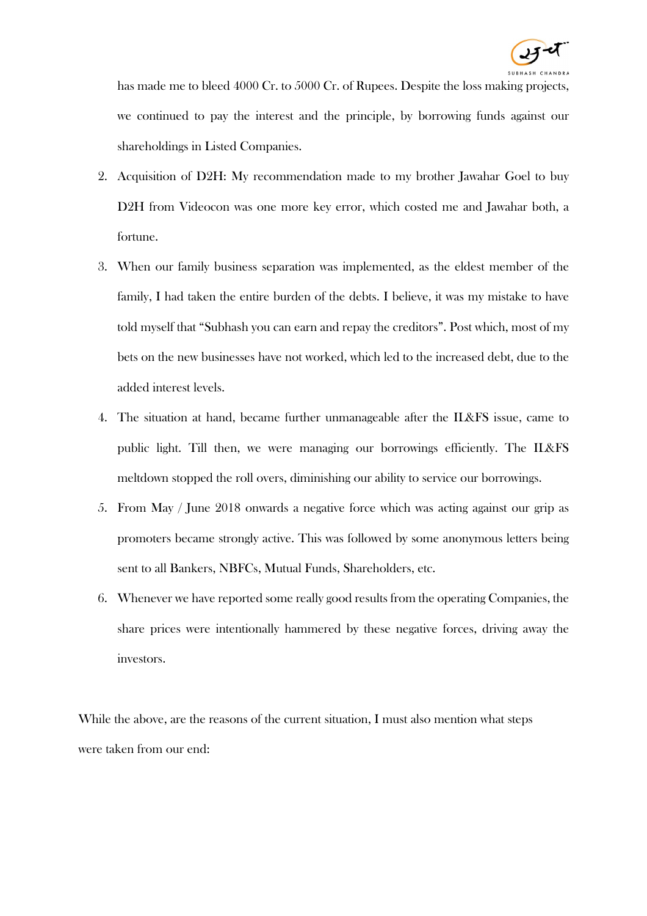has made me to bleed 4000 Cr. to 5000 Cr. of Rupees. Despite the loss making projects, we continued to pay the interest and the principle, by borrowing funds against our shareholdings in Listed Companies.

2. Acquisition of D2H: My recommendation made to my brother Jawahar Goel to buy D2H from Videocon was one more key error, which costed me and Jawahar both, a fortune.
3. When our family business separation was implemented, as the eldest member of the family, I had taken the entire burden of the debts. I believe, it was my mistake to have told myself that "Subhash you can earn and repay the creditors". Post which, most of my bets on the new businesses have not worked, which led to the increased debt, due to the added interest levels.
4. The situation at hand, became further unmanageable after the IL&FS issue, came to public light. Till then, we were managing our borrowings efficiently. The IL&FS meltdown stopped the roll overs, diminishing our ability to service our borrowings.
5. From May / June 2018 onwards a negative force which was acting against our grip as promoters became strongly active. This was followed by some anonymous letters being sent to all Bankers, NBFCs, Mutual Funds, Shareholders, etc.
6. Whenever we have reported some really good results from the operating Companies, the share prices were intentionally hammered by these negative forces, driving away the investors.

While the above, are the reasons of the current situation, I must also mention what steps were taken from our end: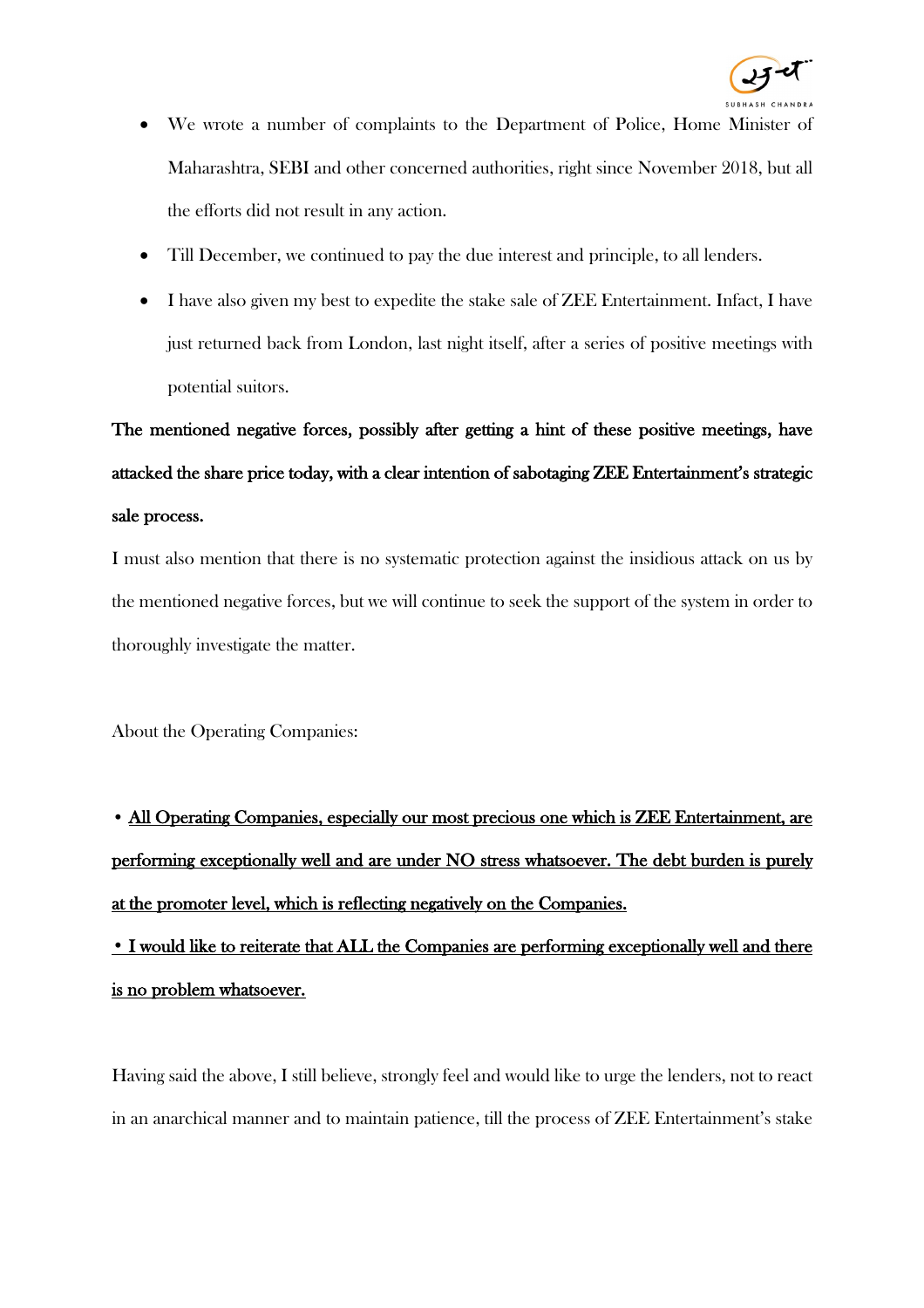- We wrote a number of complaints to the Department of Police, Home Minister of Maharashtra, SEBI and other concerned authorities, right since November 2018, but all the efforts did not result in any action.
- Till December, we continued to pay the due interest and principle, to all lenders.
- I have also given my best to expedite the stake sale of ZEE Entertainment. Infact, I have just returned back from London, last night itself, after a series of positive meetings with potential suitors.

**The mentioned negative forces, possibly after getting a hint of these positive meetings, have attacked the share price today, with a clear intention of sabotaging ZEE Entertainment's strategic sale process.**

I must also mention that there is no systematic protection against the insidious attack on us by the mentioned negative forces, but we will continue to seek the support of the system in order to thoroughly investigate the matter.

About the Operating Companies:

• <u>All Operating Companies, especially our most precious one which is ZEE Entertainment, are performing exceptionally well and are under NO stress whatsoever. The debt burden is purely at the promoter level, which is reflecting negatively on the Companies.</u>

**• <u>I would like to reiterate that ALL the Companies are performing exceptionally well and there is no problem whatsoever.</u>**

Having said the above, I still believe, strongly feel and would like to urge the lenders, not to react in an anarchical manner and to maintain patience, till the process of ZEE Entertainment's stake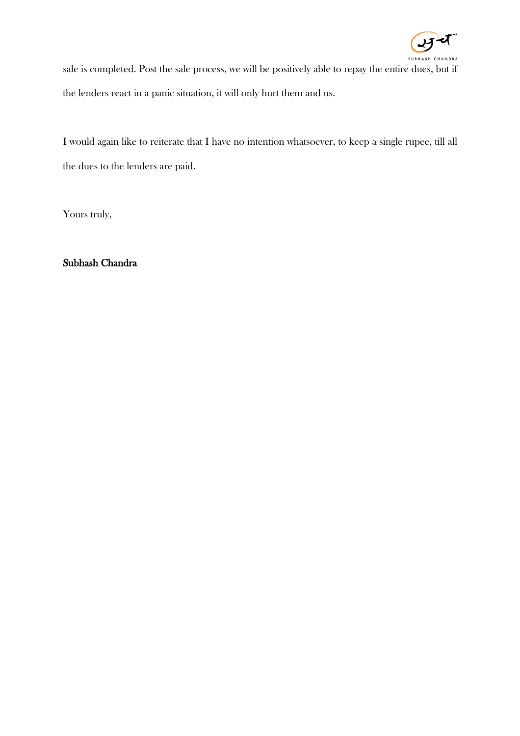sale is completed. Post the sale process, we will be positively able to repay the entire dues, but if the lenders react in a panic situation, it will only hurt them and us.

I would again like to reiterate that I have no intention whatsoever, to keep a single rupee, till all the dues to the lenders are paid.

Yours truly,

**Subhash Chandra**